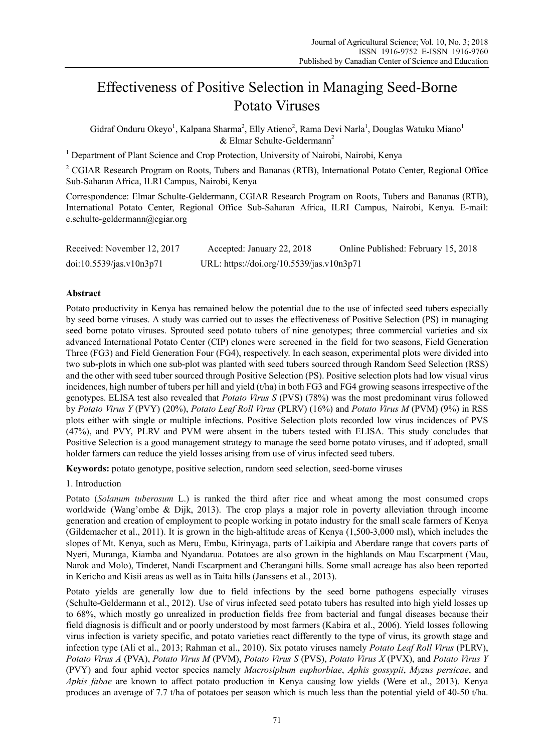# Effectiveness of Positive Selection in Managing Seed-Borne Potato Viruses

Gidraf Onduru Okeyo[1], Kalpana Sharma[2], Elly Atieno[2], Rama Devi Narla[1], Douglas Watuku Miano[1] & Elmar Schulte-Geldermann[2]

[1] Department of Plant Science and Crop Protection, University of Nairobi, Nairobi, Kenya

[2] CGIAR Research Program on Roots, Tubers and Bananas (RTB), International Potato Center, Regional Office Sub-Saharan Africa, ILRI Campus, Nairobi, Kenya

Correspondence: Elmar Schulte-Geldermann, CGIAR Research Program on Roots, Tubers and Bananas (RTB), International Potato Center, Regional Office Sub-Saharan Africa, ILRI Campus, Nairobi, Kenya. E-mail: e.schulte-geldermann@cgiar.org

Received: November 12, 2017 Accepted: January 22, 2018 Online Published: February 15, 2018

doi:10.5539/jas.v10n3p71 URL: https://doi.org/10.5539/jas.v10n3p71

## Abstract

Potato productivity in Kenya has remained below the potential due to the use of infected seed tubers especially by seed borne viruses. A study was carried out to asses the effectiveness of Positive Selection (PS) in managing seed borne potato viruses. Sprouted seed potato tubers of nine genotypes; three commercial varieties and six advanced International Potato Center (CIP) clones were screened in the field for two seasons, Field Generation Three (FG3) and Field Generation Four (FG4), respectively. In each season, experimental plots were divided into two sub-plots in which one sub-plot was planted with seed tubers sourced through Random Seed Selection (RSS) and the other with seed tuber sourced through Positive Selection (PS). Positive selection plots had low visual virus incidences, high number of tubers per hill and yield (t/ha) in both FG3 and FG4 growing seasons irrespective of the genotypes. ELISA test also revealed that *Potato Virus S* (PVS) (78%) was the most predominant virus followed by *Potato Virus Y* (PVY) (20%), *Potato Leaf Roll Virus* (PLRV) (16%) and *Potato Virus M* (PVM) (9%) in RSS plots either with single or multiple infections. Positive Selection plots recorded low virus incidences of PVS (47%), and PVY, PLRV and PVM were absent in the tubers tested with ELISA. This study concludes that Positive Selection is a good management strategy to manage the seed borne potato viruses, and if adopted, small holder farmers can reduce the yield losses arising from use of virus infected seed tubers.

**Keywords:** potato genotype, positive selection, random seed selection, seed-borne viruses

## 1. Introduction

Potato (*Solanum tuberosum* L.) is ranked the third after rice and wheat among the most consumed crops worldwide (Wang'ombe & Dijk, 2013). The crop plays a major role in poverty alleviation through income generation and creation of employment to people working in potato industry for the small scale farmers of Kenya (Gildemacher et al., 2011). It is grown in the high-altitude areas of Kenya (1,500-3,000 msl), which includes the slopes of Mt. Kenya, such as Meru, Embu, Kirinyaga, parts of Laikipia and Aberdare range that covers parts of Nyeri, Muranga, Kiamba and Nyandarua. Potatoes are also grown in the highlands on Mau Escarpment (Mau, Narok and Molo), Tinderet, Nandi Escarpment and Cherangani hills. Some small acreage has also been reported in Kericho and Kisii areas as well as in Taita hills (Janssens et al., 2013).

Potato yields are generally low due to field infections by the seed borne pathogens especially viruses (Schulte-Geldermann et al., 2012). Use of virus infected seed potato tubers has resulted into high yield losses up to 68%, which mostly go unrealized in production fields free from bacterial and fungal diseases because their field diagnosis is difficult and or poorly understood by most farmers (Kabira et al., 2006). Yield losses following virus infection is variety specific, and potato varieties react differently to the type of virus, its growth stage and infection type (Ali et al., 2013; Rahman et al., 2010). Six potato viruses namely *Potato Leaf Roll Virus* (PLRV), *Potato Virus A* (PVA), *Potato Virus M* (PVM), *Potato Virus S* (PVS), *Potato Virus X* (PVX), and *Potato Virus Y* (PVY) and four aphid vector species namely *Macrosiphum euphorbiae*, *Aphis gossypii*, *Myzus persicae*, and *Aphis fabae* are known to affect potato production in Kenya causing low yields (Were et al., 2013). Kenya produces an average of 7.7 t/ha of potatoes per season which is much less than the potential yield of 40-50 t/ha.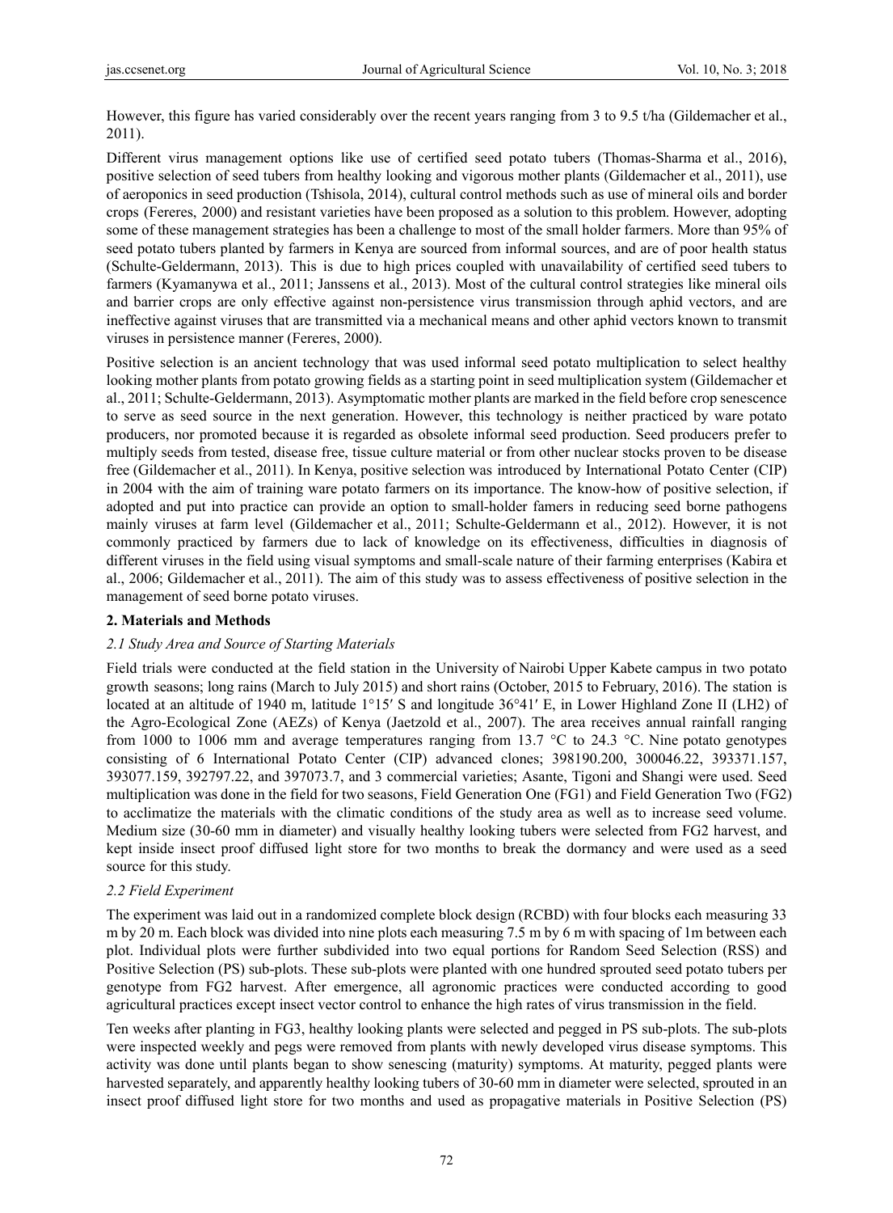However, this figure has varied considerably over the recent years ranging from 3 to 9.5 t/ha (Gildemacher et al., 2011).

Different virus management options like use of certified seed potato tubers (Thomas-Sharma et al., 2016), positive selection of seed tubers from healthy looking and vigorous mother plants (Gildemacher et al., 2011), use of aeroponics in seed production (Tshisola, 2014), cultural control methods such as use of mineral oils and border crops (Fereres, 2000) and resistant varieties have been proposed as a solution to this problem. However, adopting some of these management strategies has been a challenge to most of the small holder farmers. More than 95% of seed potato tubers planted by farmers in Kenya are sourced from informal sources, and are of poor health status (Schulte-Geldermann, 2013). This is due to high prices coupled with unavailability of certified seed tubers to farmers (Kyamanywa et al., 2011; Janssens et al., 2013). Most of the cultural control strategies like mineral oils and barrier crops are only effective against non-persistence virus transmission through aphid vectors, and are ineffective against viruses that are transmitted via a mechanical means and other aphid vectors known to transmit viruses in persistence manner (Fereres, 2000).

Positive selection is an ancient technology that was used informal seed potato multiplication to select healthy looking mother plants from potato growing fields as a starting point in seed multiplication system (Gildemacher et al., 2011; Schulte-Geldermann, 2013). Asymptomatic mother plants are marked in the field before crop senescence to serve as seed source in the next generation. However, this technology is neither practiced by ware potato producers, nor promoted because it is regarded as obsolete informal seed production. Seed producers prefer to multiply seeds from tested, disease free, tissue culture material or from other nuclear stocks proven to be disease free (Gildemacher et al., 2011). In Kenya, positive selection was introduced by International Potato Center (CIP) in 2004 with the aim of training ware potato farmers on its importance. The know-how of positive selection, if adopted and put into practice can provide an option to small-holder famers in reducing seed borne pathogens mainly viruses at farm level (Gildemacher et al., 2011; Schulte-Geldermann et al., 2012). However, it is not commonly practiced by farmers due to lack of knowledge on its effectiveness, difficulties in diagnosis of different viruses in the field using visual symptoms and small-scale nature of their farming enterprises (Kabira et al., 2006; Gildemacher et al., 2011). The aim of this study was to assess effectiveness of positive selection in the management of seed borne potato viruses.

## 2. Materials and Methods

### *2.1 Study Area and Source of Starting Materials*

Field trials were conducted at the field station in the University of Nairobi Upper Kabete campus in two potato growth seasons; long rains (March to July 2015) and short rains (October, 2015 to February, 2016). The station is located at an altitude of 1940 m, latitude 1°15′ S and longitude 36°41′ E, in Lower Highland Zone II (LH2) of the Agro-Ecological Zone (AEZs) of Kenya (Jaetzold et al., 2007). The area receives annual rainfall ranging from 1000 to 1006 mm and average temperatures ranging from 13.7 °C to 24.3 °C. Nine potato genotypes consisting of 6 International Potato Center (CIP) advanced clones; 398190.200, 300046.22, 393371.157, 393077.159, 392797.22, and 397073.7, and 3 commercial varieties; Asante, Tigoni and Shangi were used. Seed multiplication was done in the field for two seasons, Field Generation One (FG1) and Field Generation Two (FG2) to acclimatize the materials with the climatic conditions of the study area as well as to increase seed volume. Medium size (30-60 mm in diameter) and visually healthy looking tubers were selected from FG2 harvest, and kept inside insect proof diffused light store for two months to break the dormancy and were used as a seed source for this study.

### *2.2 Field Experiment*

The experiment was laid out in a randomized complete block design (RCBD) with four blocks each measuring 33 m by 20 m. Each block was divided into nine plots each measuring 7.5 m by 6 m with spacing of 1m between each plot. Individual plots were further subdivided into two equal portions for Random Seed Selection (RSS) and Positive Selection (PS) sub-plots. These sub-plots were planted with one hundred sprouted seed potato tubers per genotype from FG2 harvest. After emergence, all agronomic practices were conducted according to good agricultural practices except insect vector control to enhance the high rates of virus transmission in the field.

Ten weeks after planting in FG3, healthy looking plants were selected and pegged in PS sub-plots. The sub-plots were inspected weekly and pegs were removed from plants with newly developed virus disease symptoms. This activity was done until plants began to show senescing (maturity) symptoms. At maturity, pegged plants were harvested separately, and apparently healthy looking tubers of 30-60 mm in diameter were selected, sprouted in an insect proof diffused light store for two months and used as propagative materials in Positive Selection (PS)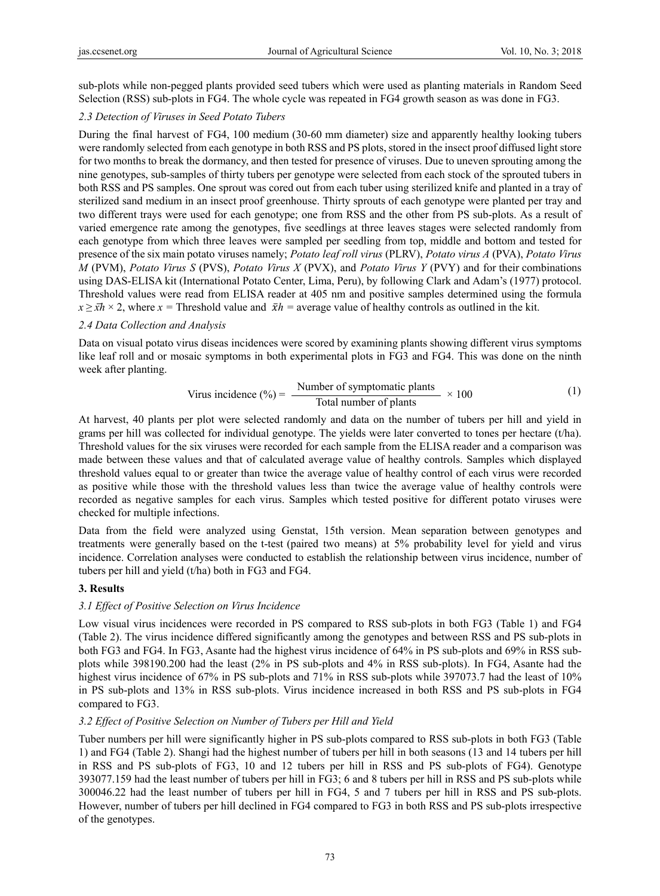sub-plots while non-pegged plants provided seed tubers which were used as planting materials in Random Seed Selection (RSS) sub-plots in FG4. The whole cycle was repeated in FG4 growth season as was done in FG3.

### *2.3 Detection of Viruses in Seed Potato Tubers*

During the final harvest of FG4, 100 medium (30-60 mm diameter) size and apparently healthy looking tubers were randomly selected from each genotype in both RSS and PS plots, stored in the insect proof diffused light store for two months to break the dormancy, and then tested for presence of viruses. Due to uneven sprouting among the nine genotypes, sub-samples of thirty tubers per genotype were selected from each stock of the sprouted tubers in both RSS and PS samples. One sprout was cored out from each tuber using sterilized knife and planted in a tray of sterilized sand medium in an insect proof greenhouse. Thirty sprouts of each genotype were planted per tray and two different trays were used for each genotype; one from RSS and the other from PS sub-plots. As a result of varied emergence rate among the genotypes, five seedlings at three leaves stages were selected randomly from each genotype from which three leaves were sampled per seedling from top, middle and bottom and tested for presence of the six main potato viruses namely; *Potato leaf roll virus* (PLRV), *Potato virus A* (PVA), *Potato Virus M* (PVM), *Potato Virus S* (PVS), *Potato Virus X* (PVX), and *Potato Virus Y* (PVY) and for their combinations using DAS-ELISA kit (International Potato Center, Lima, Peru), by following Clark and Adam's (1977) protocol. Threshold values were read from ELISA reader at 405 nm and positive samples determined using the formula $x \geq \bar{x}h \times 2$, where $x$ = Threshold value and $\bar{x}h$ = average value of healthy controls as outlined in the kit.

### *2.4 Data Collection and Analysis*

Data on visual potato virus diseas incidences were scored by examining plants showing different virus symptoms like leaf roll and or mosaic symptoms in both experimental plots in FG3 and FG4. This was done on the ninth week after planting.

$$\text{Virus incidence (\%)} = \frac{\text{Number of symptomatic plants}}{\text{Total number of plants}} \times 100 \tag{1}$$

At harvest, 40 plants per plot were selected randomly and data on the number of tubers per hill and yield in grams per hill was collected for individual genotype. The yields were later converted to tones per hectare (t/ha). Threshold values for the six viruses were recorded for each sample from the ELISA reader and a comparison was made between these values and that of calculated average value of healthy controls. Samples which displayed threshold values equal to or greater than twice the average value of healthy control of each virus were recorded as positive while those with the threshold values less than twice the average value of healthy controls were recorded as negative samples for each virus. Samples which tested positive for different potato viruses were checked for multiple infections.

Data from the field were analyzed using Genstat, 15th version. Mean separation between genotypes and treatments were generally based on the t-test (paired two means) at 5% probability level for yield and virus incidence. Correlation analyses were conducted to establish the relationship between virus incidence, number of tubers per hill and yield (t/ha) both in FG3 and FG4.

## 3. Results

### *3.1 Effect of Positive Selection on Virus Incidence*

Low visual virus incidences were recorded in PS compared to RSS sub-plots in both FG3 (Table 1) and FG4 (Table 2). The virus incidence differed significantly among the genotypes and between RSS and PS sub-plots in both FG3 and FG4. In FG3, Asante had the highest virus incidence of 64% in PS sub-plots and 69% in RSS sub-plots while 398190.200 had the least (2% in PS sub-plots and 4% in RSS sub-plots). In FG4, Asante had the highest virus incidence of 67% in PS sub-plots and 71% in RSS sub-plots while 397073.7 had the least of 10% in PS sub-plots and 13% in RSS sub-plots. Virus incidence increased in both RSS and PS sub-plots in FG4 compared to FG3.

### *3.2 Effect of Positive Selection on Number of Tubers per Hill and Yield*

Tuber numbers per hill were significantly higher in PS sub-plots compared to RSS sub-plots in both FG3 (Table 1) and FG4 (Table 2). Shangi had the highest number of tubers per hill in both seasons (13 and 14 tubers per hill in RSS and PS sub-plots of FG3, 10 and 12 tubers per hill in RSS and PS sub-plots of FG4). Genotype 393077.159 had the least number of tubers per hill in FG3; 6 and 8 tubers per hill in RSS and PS sub-plots while 300046.22 had the least number of tubers per hill in FG4, 5 and 7 tubers per hill in RSS and PS sub-plots. However, number of tubers per hill declined in FG4 compared to FG3 in both RSS and PS sub-plots irrespective of the genotypes.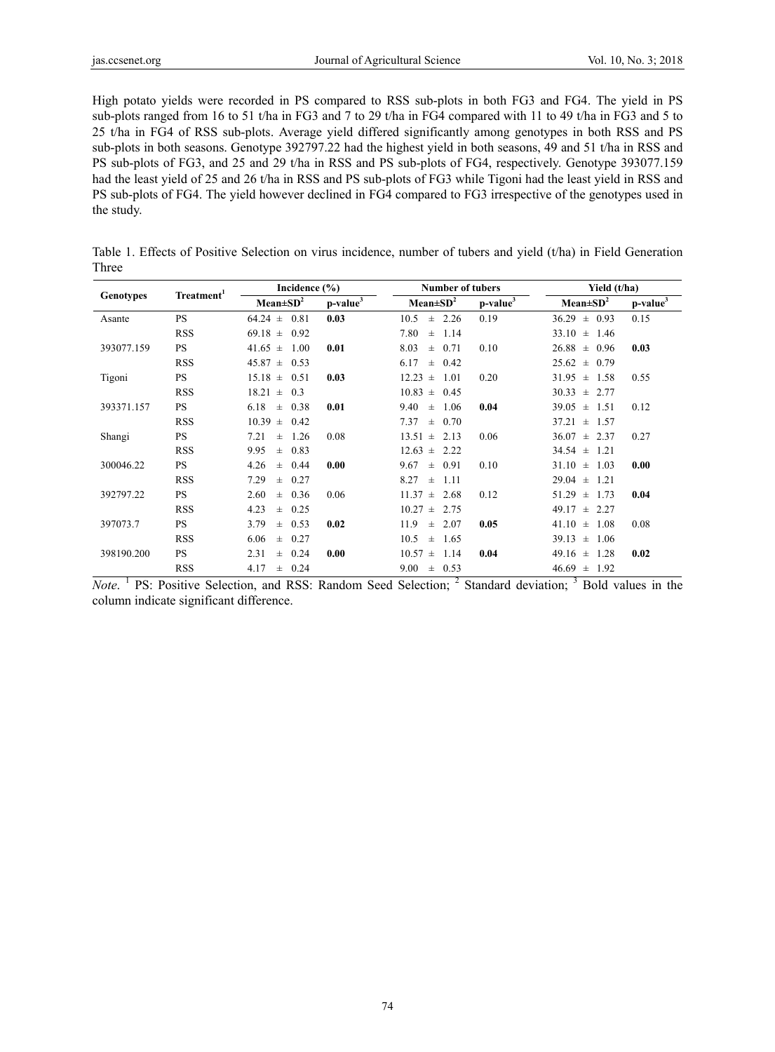High potato yields were recorded in PS compared to RSS sub-plots in both FG3 and FG4. The yield in PS sub-plots ranged from 16 to 51 t/ha in FG3 and 7 to 29 t/ha in FG4 compared with 11 to 49 t/ha in FG3 and 5 to 25 t/ha in FG4 of RSS sub-plots. Average yield differed significantly among genotypes in both RSS and PS sub-plots in both seasons. Genotype 392797.22 had the highest yield in both seasons, 49 and 51 t/ha in RSS and PS sub-plots of FG3, and 25 and 29 t/ha in RSS and PS sub-plots of FG4, respectively. Genotype 393077.159 had the least yield of 25 and 26 t/ha in RSS and PS sub-plots of FG3 while Tigoni had the least yield in RSS and PS sub-plots of FG4. The yield however declined in FG4 compared to FG3 irrespective of the genotypes used in the study.

Table 1. Effects of Positive Selection on virus incidence, number of tubers and yield (t/ha) in Field Generation Three

| Genotypes | Treatment[1] | Incidence (%) | | Number of tubers | | Yield (t/ha) | |
|---|---|---|---|---|---|---|---|
| | | Mean±SD[2] | p-value[3] | Mean±SD[2] | p-value[3] | Mean±SD[2] | p-value[3] |
| Asante | PS | 64.24 ± 0.81 | **0.03** | 10.5 ± 2.26 | 0.19 | 36.29 ± 0.93 | 0.15 |
| | RSS | 69.18 ± 0.92 | | 7.80 ± 1.14 | | 33.10 ± 1.46 | |
| 393077.159 | PS | 41.65 ± 1.00 | **0.01** | 8.03 ± 0.71 | 0.10 | 26.88 ± 0.96 | **0.03** |
| | RSS | 45.87 ± 0.53 | | 6.17 ± 0.42 | | 25.62 ± 0.79 | |
| Tigoni | PS | 15.18 ± 0.51 | **0.03** | 12.23 ± 1.01 | 0.20 | 31.95 ± 1.58 | 0.55 |
| | RSS | 18.21 ± 0.3 | | 10.83 ± 0.45 | | 30.33 ± 2.77 | |
| 393371.157 | PS | 6.18 ± 0.38 | **0.01** | 9.40 ± 1.06 | **0.04** | 39.05 ± 1.51 | 0.12 |
| | RSS | 10.39 ± 0.42 | | 7.37 ± 0.70 | | 37.21 ± 1.57 | |
| Shangi | PS | 7.21 ± 1.26 | 0.08 | 13.51 ± 2.13 | 0.06 | 36.07 ± 2.37 | 0.27 |
| | RSS | 9.95 ± 0.83 | | 12.63 ± 2.22 | | 34.54 ± 1.21 | |
| 300046.22 | PS | 4.26 ± 0.44 | **0.00** | 9.67 ± 0.91 | 0.10 | 31.10 ± 1.03 | **0.00** |
| | RSS | 7.29 ± 0.27 | | 8.27 ± 1.11 | | 29.04 ± 1.21 | |
| 392797.22 | PS | 2.60 ± 0.36 | 0.06 | 11.37 ± 2.68 | 0.12 | 51.29 ± 1.73 | **0.04** |
| | RSS | 4.23 ± 0.25 | | 10.27 ± 2.75 | | 49.17 ± 2.27 | |
| 397073.7 | PS | 3.79 ± 0.53 | **0.02** | 11.9 ± 2.07 | **0.05** | 41.10 ± 1.08 | 0.08 |
| | RSS | 6.06 ± 0.27 | | 10.5 ± 1.65 | | 39.13 ± 1.06 | |
| 398190.200 | PS | 2.31 ± 0.24 | **0.00** | 10.57 ± 1.14 | **0.04** | 49.16 ± 1.28 | **0.02** |
| | RSS | 4.17 ± 0.24 | | 9.00 ± 0.53 | | 46.69 ± 1.92 | |

*Note*. [1] PS: Positive Selection, and RSS: Random Seed Selection; [2] Standard deviation; [3] Bold values in the column indicate significant difference.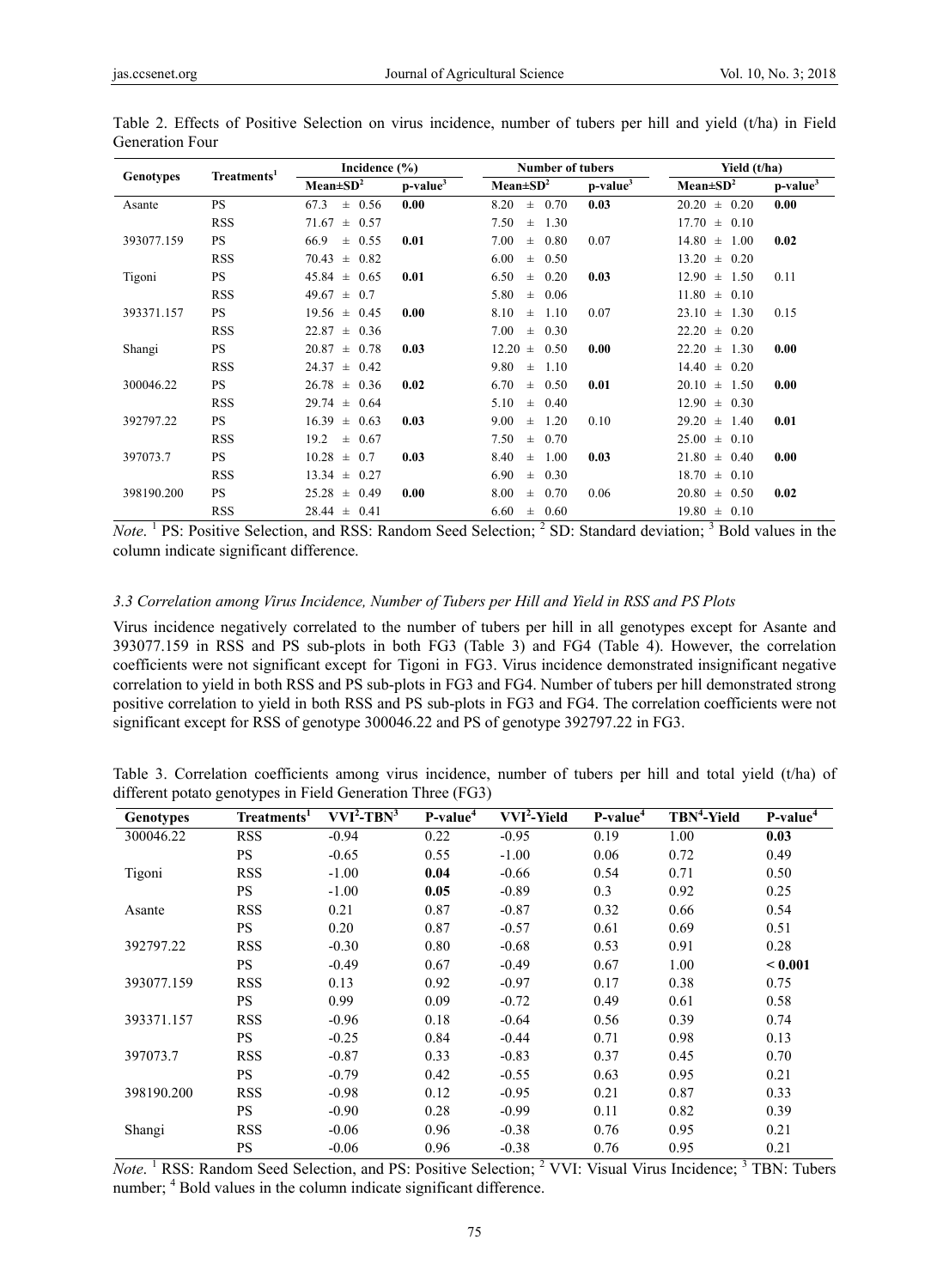Table 2. Effects of Positive Selection on virus incidence, number of tubers per hill and yield (t/ha) in Field Generation Four

| Genotypes | Treatments[1] | Incidence (%) | | Number of tubers | | Yield (t/ha) | |
|---|---|---|---|---|---|---|---|
| | | Mean±SD[2] | p-value[3] | Mean±SD[2] | p-value[3] | Mean±SD[2] | p-value[3] |
| Asante | PS | 67.3 ± 0.56 | **0.00** | 8.20 ± 0.70 | **0.03** | 20.20 ± 0.20 | **0.00** |
| | RSS | 71.67 ± 0.57 | | 7.50 ± 1.30 | | 17.70 ± 0.10 | |
| 393077.159 | PS | 66.9 ± 0.55 | **0.01** | 7.00 ± 0.80 | 0.07 | 14.80 ± 1.00 | **0.02** |
| | RSS | 70.43 ± 0.82 | | 6.00 ± 0.50 | | 13.20 ± 0.20 | |
| Tigoni | PS | 45.84 ± 0.65 | **0.01** | 6.50 ± 0.20 | **0.03** | 12.90 ± 1.50 | 0.11 |
| | RSS | 49.67 ± 0.7 | | 5.80 ± 0.06 | | 11.80 ± 0.10 | |
| 393371.157 | PS | 19.56 ± 0.45 | **0.00** | 8.10 ± 1.10 | 0.07 | 23.10 ± 1.30 | 0.15 |
| | RSS | 22.87 ± 0.36 | | 7.00 ± 0.30 | | 22.20 ± 0.20 | |
| Shangi | PS | 20.87 ± 0.78 | **0.03** | 12.20 ± 0.50 | **0.00** | 22.20 ± 1.30 | **0.00** |
| | RSS | 24.37 ± 0.42 | | 9.80 ± 1.10 | | 14.40 ± 0.20 | |
| 300046.22 | PS | 26.78 ± 0.36 | **0.02** | 6.70 ± 0.50 | **0.01** | 20.10 ± 1.50 | **0.00** |
| | RSS | 29.74 ± 0.64 | | 5.10 ± 0.40 | | 12.90 ± 0.30 | |
| 392797.22 | PS | 16.39 ± 0.63 | **0.03** | 9.00 ± 1.20 | 0.10 | 29.20 ± 1.40 | **0.01** |
| | RSS | 19.2 ± 0.67 | | 7.50 ± 0.70 | | 25.00 ± 0.10 | |
| 397073.7 | PS | 10.28 ± 0.7 | **0.03** | 8.40 ± 1.00 | **0.03** | 21.80 ± 0.40 | **0.00** |
| | RSS | 13.34 ± 0.27 | | 6.90 ± 0.30 | | 18.70 ± 0.10 | |
| 398190.200 | PS | 25.28 ± 0.49 | **0.00** | 8.00 ± 0.70 | 0.06 | 20.80 ± 0.50 | **0.02** |
| | RSS | 28.44 ± 0.41 | | 6.60 ± 0.60 | | 19.80 ± 0.10 | |

*Note*. [1] PS: Positive Selection, and RSS: Random Seed Selection; [2] SD: Standard deviation; [3] Bold values in the column indicate significant difference.

### 3.3 Correlation among Virus Incidence, Number of Tubers per Hill and Yield in RSS and PS Plots

Virus incidence negatively correlated to the number of tubers per hill in all genotypes except for Asante and 393077.159 in RSS and PS sub-plots in both FG3 (Table 3) and FG4 (Table 4). However, the correlation coefficients were not significant except for Tigoni in FG3. Virus incidence demonstrated insignificant negative correlation to yield in both RSS and PS sub-plots in FG3 and FG4. Number of tubers per hill demonstrated strong positive correlation to yield in both RSS and PS sub-plots in FG3 and FG4. The correlation coefficients were not significant except for RSS of genotype 300046.22 and PS of genotype 392797.22 in FG3.

Table 3. Correlation coefficients among virus incidence, number of tubers per hill and total yield (t/ha) of different potato genotypes in Field Generation Three (FG3)

| Genotypes | Treatments[1] | VVI[2]-TBN[3] | P-value[4] | VVI[2]-Yield | P-value[4] | TBN[4]-Yield | P-value[4] |
|---|---|---|---|---|---|---|---|
| 300046.22 | RSS | -0.94 | 0.22 | -0.95 | 0.19 | 1.00 | **0.03** |
| | PS | -0.65 | 0.55 | -1.00 | 0.06 | 0.72 | 0.49 |
| Tigoni | RSS | -1.00 | **0.04** | -0.66 | 0.54 | 0.71 | 0.50 |
| | PS | -1.00 | **0.05** | -0.89 | 0.3 | 0.92 | 0.25 |
| Asante | RSS | 0.21 | 0.87 | -0.87 | 0.32 | 0.66 | 0.54 |
| | PS | 0.20 | 0.87 | -0.57 | 0.61 | 0.69 | 0.51 |
| 392797.22 | RSS | -0.30 | 0.80 | -0.68 | 0.53 | 0.91 | 0.28 |
| | PS | -0.49 | 0.67 | -0.49 | 0.67 | 1.00 | **< 0.001** |
| 393077.159 | RSS | 0.13 | 0.92 | -0.97 | 0.17 | 0.38 | 0.75 |
| | PS | 0.99 | 0.09 | -0.72 | 0.49 | 0.61 | 0.58 |
| 393371.157 | RSS | -0.96 | 0.18 | -0.64 | 0.56 | 0.39 | 0.74 |
| | PS | -0.25 | 0.84 | -0.44 | 0.71 | 0.98 | 0.13 |
| 397073.7 | RSS | -0.87 | 0.33 | -0.83 | 0.37 | 0.45 | 0.70 |
| | PS | -0.79 | 0.42 | -0.55 | 0.63 | 0.95 | 0.21 |
| 398190.200 | RSS | -0.98 | 0.12 | -0.95 | 0.21 | 0.87 | 0.33 |
| | PS | -0.90 | 0.28 | -0.99 | 0.11 | 0.82 | 0.39 |
| Shangi | RSS | -0.06 | 0.96 | -0.38 | 0.76 | 0.95 | 0.21 |
| | PS | -0.06 | 0.96 | -0.38 | 0.76 | 0.95 | 0.21 |

*Note*. [1] RSS: Random Seed Selection, and PS: Positive Selection; [2] VVI: Visual Virus Incidence; [3] TBN: Tubers number; [4] Bold values in the column indicate significant difference.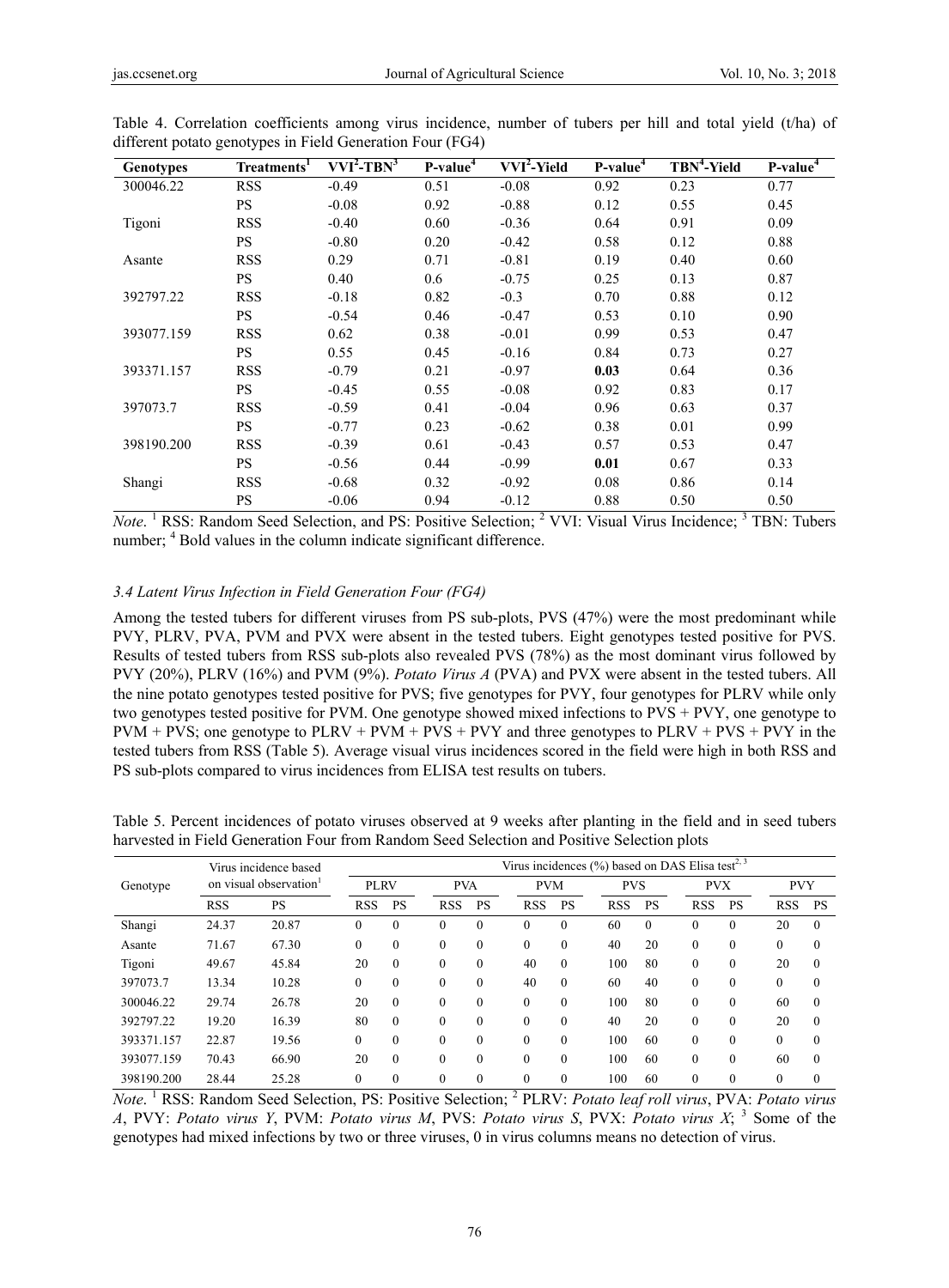Table 4. Correlation coefficients among virus incidence, number of tubers per hill and total yield (t/ha) of different potato genotypes in Field Generation Four (FG4)

| Genotypes | Treatments[1] | VVI[2]-TBN[3] | P-value[4] | VVI[2]-Yield | P-value[4] | TBN[4]-Yield | P-value[4] |
|---|---|---|---|---|---|---|---|
| 300046.22 | RSS | -0.49 | 0.51 | -0.08 | 0.92 | 0.23 | 0.77 |
| | PS | -0.08 | 0.92 | -0.88 | 0.12 | 0.55 | 0.45 |
| Tigoni | RSS | -0.40 | 0.60 | -0.36 | 0.64 | 0.91 | 0.09 |
| | PS | -0.80 | 0.20 | -0.42 | 0.58 | 0.12 | 0.88 |
| Asante | RSS | 0.29 | 0.71 | -0.81 | 0.19 | 0.40 | 0.60 |
| | PS | 0.40 | 0.6 | -0.75 | 0.25 | 0.13 | 0.87 |
| 392797.22 | RSS | -0.18 | 0.82 | -0.3 | 0.70 | 0.88 | 0.12 |
| | PS | -0.54 | 0.46 | -0.47 | 0.53 | 0.10 | 0.90 |
| 393077.159 | RSS | 0.62 | 0.38 | -0.01 | 0.99 | 0.53 | 0.47 |
| | PS | 0.55 | 0.45 | -0.16 | 0.84 | 0.73 | 0.27 |
| 393371.157 | RSS | -0.79 | 0.21 | -0.97 | **0.03** | 0.64 | 0.36 |
| | PS | -0.45 | 0.55 | -0.08 | 0.92 | 0.83 | 0.17 |
| 397073.7 | RSS | -0.59 | 0.41 | -0.04 | 0.96 | 0.63 | 0.37 |
| | PS | -0.77 | 0.23 | -0.62 | 0.38 | 0.01 | 0.99 |
| 398190.200 | RSS | -0.39 | 0.61 | -0.43 | 0.57 | 0.53 | 0.47 |
| | PS | -0.56 | 0.44 | -0.99 | **0.01** | 0.67 | 0.33 |
| Shangi | RSS | -0.68 | 0.32 | -0.92 | 0.08 | 0.86 | 0.14 |
| | PS | -0.06 | 0.94 | -0.12 | 0.88 | 0.50 | 0.50 |

*Note*. [1] RSS: Random Seed Selection, and PS: Positive Selection; [2] VVI: Visual Virus Incidence; [3] TBN: Tubers number; [4] Bold values in the column indicate significant difference.

### 3.4 Latent Virus Infection in Field Generation Four (FG4)

Among the tested tubers for different viruses from PS sub-plots, PVS (47%) were the most predominant while PVY, PLRV, PVA, PVM and PVX were absent in the tested tubers. Eight genotypes tested positive for PVS. Results of tested tubers from RSS sub-plots also revealed PVS (78%) as the most dominant virus followed by PVY (20%), PLRV (16%) and PVM (9%). *Potato Virus A* (PVA) and PVX were absent in the tested tubers. All the nine potato genotypes tested positive for PVS; five genotypes for PVY, four genotypes for PLRV while only two genotypes tested positive for PVM. One genotype showed mixed infections to PVS + PVY, one genotype to PVM + PVS; one genotype to PLRV + PVM + PVS + PVY and three genotypes to PLRV + PVS + PVY in the tested tubers from RSS (Table 5). Average visual virus incidences scored in the field were high in both RSS and PS sub-plots compared to virus incidences from ELISA test results on tubers.

Table 5. Percent incidences of potato viruses observed at 9 weeks after planting in the field and in seed tubers harvested in Field Generation Four from Random Seed Selection and Positive Selection plots

| Genotype | Virus incidence based on visual observation[1] | | Virus incidences (%) based on DAS Elisa test[2, 3] | | | | | | | | | | | |
|---|---|---|---|---|---|---|---|---|---|---|---|---|---|---|
| | | | PLRV | | PVA | | PVM | | PVS | | PVX | | PVY | |
| | RSS | PS | RSS | PS | RSS | PS | RSS | PS | RSS | PS | RSS | PS | RSS | PS |
| Shangi | 24.37 | 20.87 | 0 | 0 | 0 | 0 | 0 | 0 | 60 | 0 | 0 | 0 | 20 | 0 |
| Asante | 71.67 | 67.30 | 0 | 0 | 0 | 0 | 0 | 0 | 40 | 20 | 0 | 0 | 0 | 0 |
| Tigoni | 49.67 | 45.84 | 20 | 0 | 0 | 0 | 40 | 0 | 100 | 80 | 0 | 0 | 20 | 0 |
| 397073.7 | 13.34 | 10.28 | 0 | 0 | 0 | 0 | 40 | 0 | 60 | 40 | 0 | 0 | 0 | 0 |
| 300046.22 | 29.74 | 26.78 | 20 | 0 | 0 | 0 | 0 | 0 | 100 | 80 | 0 | 0 | 60 | 0 |
| 392797.22 | 19.20 | 16.39 | 80 | 0 | 0 | 0 | 0 | 0 | 40 | 20 | 0 | 0 | 20 | 0 |
| 393371.157 | 22.87 | 19.56 | 0 | 0 | 0 | 0 | 0 | 0 | 100 | 60 | 0 | 0 | 0 | 0 |
| 393077.159 | 70.43 | 66.90 | 20 | 0 | 0 | 0 | 0 | 0 | 100 | 60 | 0 | 0 | 60 | 0 |
| 398190.200 | 28.44 | 25.28 | 0 | 0 | 0 | 0 | 0 | 0 | 100 | 60 | 0 | 0 | 0 | 0 |

*Note*. [1] RSS: Random Seed Selection, PS: Positive Selection; [2] PLRV: *Potato leaf roll virus*, PVA: *Potato virus A*, PVY: *Potato virus Y*, PVM: *Potato virus M*, PVS: *Potato virus S*, PVX: *Potato virus X*; [3] Some of the genotypes had mixed infections by two or three viruses, 0 in virus columns means no detection of virus.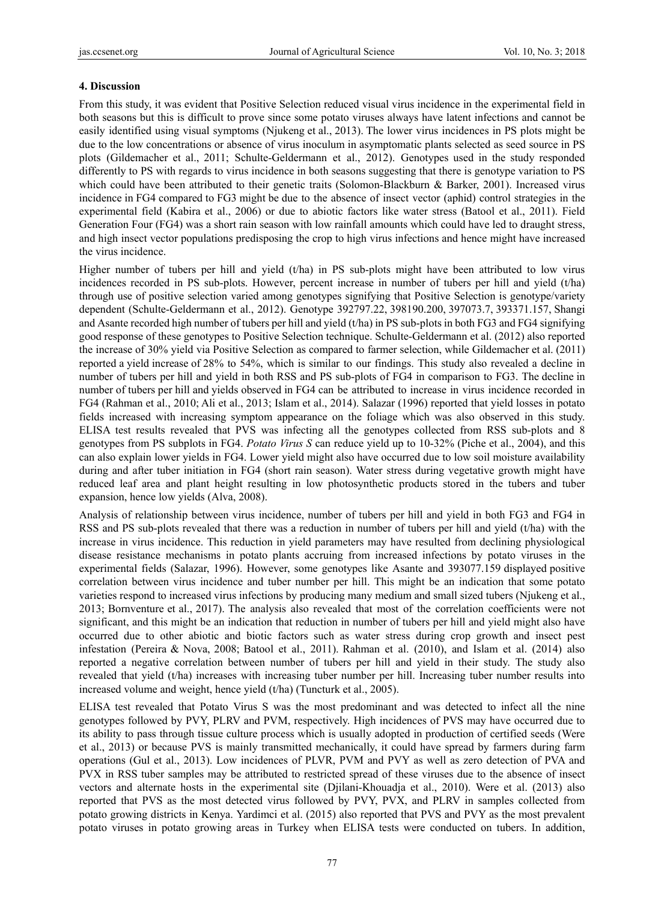## 4. Discussion

From this study, it was evident that Positive Selection reduced visual virus incidence in the experimental field in both seasons but this is difficult to prove since some potato viruses always have latent infections and cannot be easily identified using visual symptoms (Njukeng et al., 2013). The lower virus incidences in PS plots might be due to the low concentrations or absence of virus inoculum in asymptomatic plants selected as seed source in PS plots (Gildemacher et al., 2011; Schulte-Geldermann et al., 2012). Genotypes used in the study responded differently to PS with regards to virus incidence in both seasons suggesting that there is genotype variation to PS which could have been attributed to their genetic traits (Solomon-Blackburn & Barker, 2001). Increased virus incidence in FG4 compared to FG3 might be due to the absence of insect vector (aphid) control strategies in the experimental field (Kabira et al., 2006) or due to abiotic factors like water stress (Batool et al., 2011). Field Generation Four (FG4) was a short rain season with low rainfall amounts which could have led to draught stress, and high insect vector populations predisposing the crop to high virus infections and hence might have increased the virus incidence.

Higher number of tubers per hill and yield (t/ha) in PS sub-plots might have been attributed to low virus incidences recorded in PS sub-plots. However, percent increase in number of tubers per hill and yield (t/ha) through use of positive selection varied among genotypes signifying that Positive Selection is genotype/variety dependent (Schulte-Geldermann et al., 2012). Genotype 392797.22, 398190.200, 397073.7, 393371.157, Shangi and Asante recorded high number of tubers per hill and yield (t/ha) in PS sub-plots in both FG3 and FG4 signifying good response of these genotypes to Positive Selection technique. Schulte-Geldermann et al. (2012) also reported the increase of 30% yield via Positive Selection as compared to farmer selection, while Gildemacher et al. (2011) reported a yield increase of 28% to 54%, which is similar to our findings. This study also revealed a decline in number of tubers per hill and yield in both RSS and PS sub-plots of FG4 in comparison to FG3. The decline in number of tubers per hill and yields observed in FG4 can be attributed to increase in virus incidence recorded in FG4 (Rahman et al., 2010; Ali et al., 2013; Islam et al., 2014). Salazar (1996) reported that yield losses in potato fields increased with increasing symptom appearance on the foliage which was also observed in this study. ELISA test results revealed that PVS was infecting all the genotypes collected from RSS sub-plots and 8 genotypes from PS subplots in FG4. *Potato Virus S* can reduce yield up to 10-32% (Piche et al., 2004), and this can also explain lower yields in FG4. Lower yield might also have occurred due to low soil moisture availability during and after tuber initiation in FG4 (short rain season). Water stress during vegetative growth might have reduced leaf area and plant height resulting in low photosynthetic products stored in the tubers and tuber expansion, hence low yields (Alva, 2008).

Analysis of relationship between virus incidence, number of tubers per hill and yield in both FG3 and FG4 in RSS and PS sub-plots revealed that there was a reduction in number of tubers per hill and yield (t/ha) with the increase in virus incidence. This reduction in yield parameters may have resulted from declining physiological disease resistance mechanisms in potato plants accruing from increased infections by potato viruses in the experimental fields (Salazar, 1996). However, some genotypes like Asante and 393077.159 displayed positive correlation between virus incidence and tuber number per hill. This might be an indication that some potato varieties respond to increased virus infections by producing many medium and small sized tubers (Njukeng et al., 2013; Bornventure et al., 2017). The analysis also revealed that most of the correlation coefficients were not significant, and this might be an indication that reduction in number of tubers per hill and yield might also have occurred due to other abiotic and biotic factors such as water stress during crop growth and insect pest infestation (Pereira & Nova, 2008; Batool et al., 2011). Rahman et al. (2010), and Islam et al. (2014) also reported a negative correlation between number of tubers per hill and yield in their study. The study also revealed that yield (t/ha) increases with increasing tuber number per hill. Increasing tuber number results into increased volume and weight, hence yield (t/ha) (Tuncturk et al., 2005).

ELISA test revealed that Potato Virus S was the most predominant and was detected to infect all the nine genotypes followed by PVY, PLRV and PVM, respectively. High incidences of PVS may have occurred due to its ability to pass through tissue culture process which is usually adopted in production of certified seeds (Were et al., 2013) or because PVS is mainly transmitted mechanically, it could have spread by farmers during farm operations (Gul et al., 2013). Low incidences of PLVR, PVM and PVY as well as zero detection of PVA and PVX in RSS tuber samples may be attributed to restricted spread of these viruses due to the absence of insect vectors and alternate hosts in the experimental site (Djilani-Khouadja et al., 2010). Were et al. (2013) also reported that PVS as the most detected virus followed by PVY, PVX, and PLRV in samples collected from potato growing districts in Kenya. Yardimci et al. (2015) also reported that PVS and PVY as the most prevalent potato viruses in potato growing areas in Turkey when ELISA tests were conducted on tubers. In addition,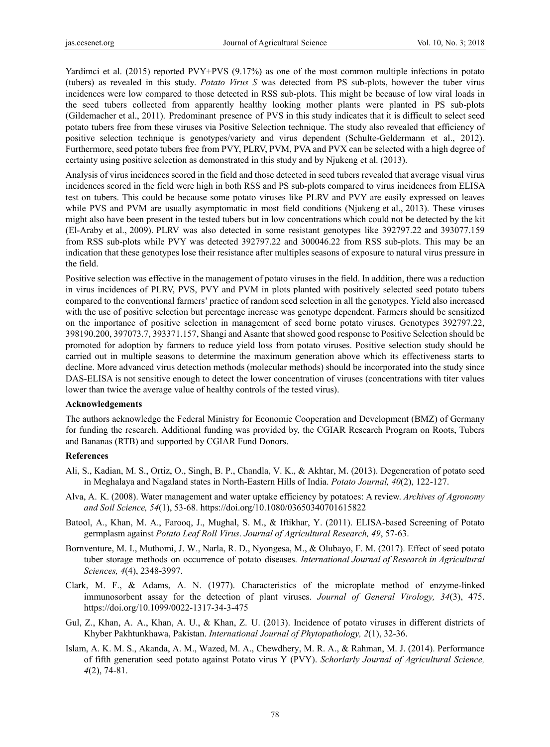Yardimci et al. (2015) reported PVY+PVS (9.17%) as one of the most common multiple infections in potato (tubers) as revealed in this study. *Potato Virus S* was detected from PS sub-plots, however the tuber virus incidences were low compared to those detected in RSS sub-plots. This might be because of low viral loads in the seed tubers collected from apparently healthy looking mother plants were planted in PS sub-plots (Gildemacher et al., 2011). Predominant presence of PVS in this study indicates that it is difficult to select seed potato tubers free from these viruses via Positive Selection technique. The study also revealed that efficiency of positive selection technique is genotypes/variety and virus dependent (Schulte-Geldermann et al., 2012). Furthermore, seed potato tubers free from PVY, PLRV, PVM, PVA and PVX can be selected with a high degree of certainty using positive selection as demonstrated in this study and by Njukeng et al. (2013).

Analysis of virus incidences scored in the field and those detected in seed tubers revealed that average visual virus incidences scored in the field were high in both RSS and PS sub-plots compared to virus incidences from ELISA test on tubers. This could be because some potato viruses like PLRV and PVY are easily expressed on leaves while PVS and PVM are usually asymptomatic in most field conditions (Njukeng et al., 2013). These viruses might also have been present in the tested tubers but in low concentrations which could not be detected by the kit (El-Araby et al., 2009). PLRV was also detected in some resistant genotypes like 392797.22 and 393077.159 from RSS sub-plots while PVY was detected 392797.22 and 300046.22 from RSS sub-plots. This may be an indication that these genotypes lose their resistance after multiples seasons of exposure to natural virus pressure in the field.

Positive selection was effective in the management of potato viruses in the field. In addition, there was a reduction in virus incidences of PLRV, PVS, PVY and PVM in plots planted with positively selected seed potato tubers compared to the conventional farmers' practice of random seed selection in all the genotypes. Yield also increased with the use of positive selection but percentage increase was genotype dependent. Farmers should be sensitized on the importance of positive selection in management of seed borne potato viruses. Genotypes 392797.22, 398190.200, 397073.7, 393371.157, Shangi and Asante that showed good response to Positive Selection should be promoted for adoption by farmers to reduce yield loss from potato viruses. Positive selection study should be carried out in multiple seasons to determine the maximum generation above which its effectiveness starts to decline. More advanced virus detection methods (molecular methods) should be incorporated into the study since DAS-ELISA is not sensitive enough to detect the lower concentration of viruses (concentrations with titer values lower than twice the average value of healthy controls of the tested virus).

### Acknowledgements

The authors acknowledge the Federal Ministry for Economic Cooperation and Development (BMZ) of Germany for funding the research. Additional funding was provided by, the CGIAR Research Program on Roots, Tubers and Bananas (RTB) and supported by CGIAR Fund Donors.

### References

Ali, S., Kadian, M. S., Ortiz, O., Singh, B. P., Chandla, V. K., & Akhtar, M. (2013). Degeneration of potato seed in Meghalaya and Nagaland states in North-Eastern Hills of India. *Potato Journal, 40*(2), 122-127.

Alva, A. K. (2008). Water management and water uptake efficiency by potatoes: A review. *Archives of Agronomy and Soil Science, 54*(1), 53-68. https://doi.org/10.1080/03650340701615822

Batool, A., Khan, M. A., Farooq, J., Mughal, S. M., & Iftikhar, Y. (2011). ELISA-based Screening of Potato germplasm against *Potato Leaf Roll Virus*. *Journal of Agricultural Research, 49*, 57-63.

Bornventure, M. I., Muthomi, J. W., Narla, R. D., Nyongesa, M., & Olubayo, F. M. (2017). Effect of seed potato tuber storage methods on occurrence of potato diseases. *International Journal of Research in Agricultural Sciences, 4*(4), 2348-3997.

Clark, M. F., & Adams, A. N. (1977). Characteristics of the microplate method of enzyme-linked immunosorbent assay for the detection of plant viruses. *Journal of General Virology, 34*(3), 475. https://doi.org/10.1099/0022-1317-34-3-475

Gul, Z., Khan, A. A., Khan, A. U., & Khan, Z. U. (2013). Incidence of potato viruses in different districts of Khyber Pakhtunkhawa, Pakistan. *International Journal of Phytopathology, 2*(1), 32-36.

Islam, A. K. M. S., Akanda, A. M., Wazed, M. A., Chewdhery, M. R. A., & Rahman, M. J. (2014). Performance of fifth generation seed potato against Potato virus Y (PVY). *Schorlarly Journal of Agricultural Science, 4*(2), 74-81.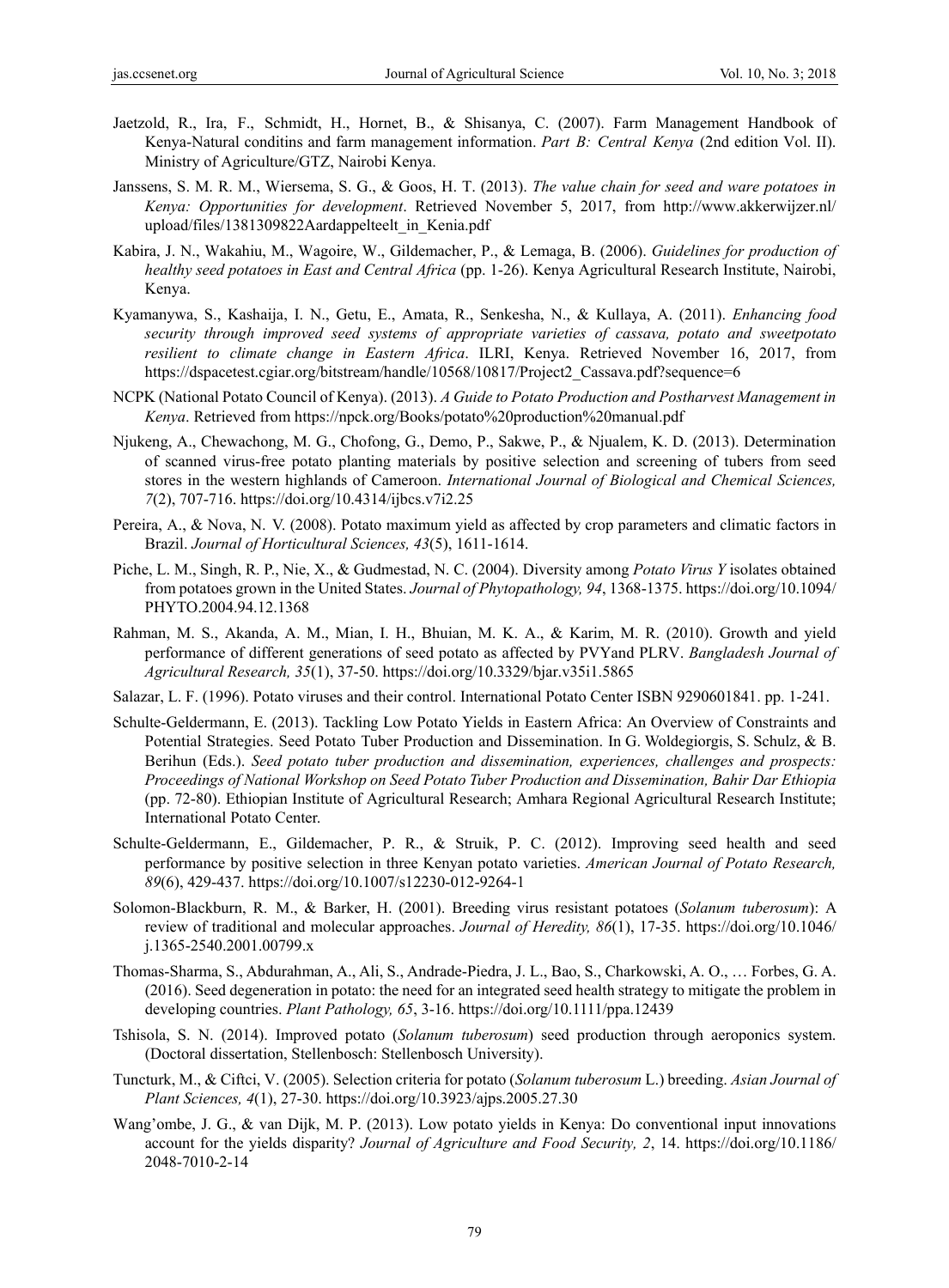Jaetzold, R., Ira, F., Schmidt, H., Hornet, B., & Shisanya, C. (2007). Farm Management Handbook of Kenya-Natural conditins and farm management information. *Part B: Central Kenya* (2nd edition Vol. II). Ministry of Agriculture/GTZ, Nairobi Kenya.

Janssens, S. M. R. M., Wiersema, S. G., & Goos, H. T. (2013). *The value chain for seed and ware potatoes in Kenya: Opportunities for development*. Retrieved November 5, 2017, from http://www.akkerwijzer.nl/upload/files/1381309822Aardappelteelt_in_Kenia.pdf

Kabira, J. N., Wakahiu, M., Wagoire, W., Gildemacher, P., & Lemaga, B. (2006). *Guidelines for production of healthy seed potatoes in East and Central Africa* (pp. 1-26). Kenya Agricultural Research Institute, Nairobi, Kenya.

Kyamanywa, S., Kashaija, I. N., Getu, E., Amata, R., Senkesha, N., & Kullaya, A. (2011). *Enhancing food security through improved seed systems of appropriate varieties of cassava, potato and sweetpotato resilient to climate change in Eastern Africa*. ILRI, Kenya. Retrieved November 16, 2017, from https://dspacetest.cgiar.org/bitstream/handle/10568/10817/Project2_Cassava.pdf?sequence=6

NCPK (National Potato Council of Kenya). (2013). *A Guide to Potato Production and Postharvest Management in Kenya*. Retrieved from https://npck.org/Books/potato%20production%20manual.pdf

Njukeng, A., Chewachong, M. G., Chofong, G., Demo, P., Sakwe, P., & Njualem, K. D. (2013). Determination of scanned virus-free potato planting materials by positive selection and screening of tubers from seed stores in the western highlands of Cameroon. *International Journal of Biological and Chemical Sciences, 7*(2), 707-716. https://doi.org/10.4314/ijbcs.v7i2.25

Pereira, A., & Nova, N. V. (2008). Potato maximum yield as affected by crop parameters and climatic factors in Brazil. *Journal of Horticultural Sciences, 43*(5), 1611-1614.

Piche, L. M., Singh, R. P., Nie, X., & Gudmestad, N. C. (2004). Diversity among *Potato Virus Y* isolates obtained from potatoes grown in the United States. *Journal of Phytopathology, 94*, 1368-1375. https://doi.org/10.1094/PHYTO.2004.94.12.1368

Rahman, M. S., Akanda, A. M., Mian, I. H., Bhuian, M. K. A., & Karim, M. R. (2010). Growth and yield performance of different generations of seed potato as affected by PVYand PLRV. *Bangladesh Journal of Agricultural Research, 35*(1), 37-50. https://doi.org/10.3329/bjar.v35i1.5865

Salazar, L. F. (1996). Potato viruses and their control. International Potato Center ISBN 9290601841. pp. 1-241.

Schulte-Geldermann, E. (2013). Tackling Low Potato Yields in Eastern Africa: An Overview of Constraints and Potential Strategies. Seed Potato Tuber Production and Dissemination. In G. Woldegiorgis, S. Schulz, & B. Berihun (Eds.). *Seed potato tuber production and dissemination, experiences, challenges and prospects: Proceedings of National Workshop on Seed Potato Tuber Production and Dissemination, Bahir Dar Ethiopia* (pp. 72-80). Ethiopian Institute of Agricultural Research; Amhara Regional Agricultural Research Institute; International Potato Center.

Schulte-Geldermann, E., Gildemacher, P. R., & Struik, P. C. (2012). Improving seed health and seed performance by positive selection in three Kenyan potato varieties. *American Journal of Potato Research, 89*(6), 429-437. https://doi.org/10.1007/s12230-012-9264-1

Solomon-Blackburn, R. M., & Barker, H. (2001). Breeding virus resistant potatoes (*Solanum tuberosum*): A review of traditional and molecular approaches. *Journal of Heredity, 86*(1), 17-35. https://doi.org/10.1046/j.1365-2540.2001.00799.x

Thomas-Sharma, S., Abdurahman, A., Ali, S., Andrade-Piedra, J. L., Bao, S., Charkowski, A. O., … Forbes, G. A. (2016). Seed degeneration in potato: the need for an integrated seed health strategy to mitigate the problem in developing countries. *Plant Pathology, 65*, 3-16. https://doi.org/10.1111/ppa.12439

Tshisola, S. N. (2014). Improved potato (*Solanum tuberosum*) seed production through aeroponics system. (Doctoral dissertation, Stellenbosch: Stellenbosch University).

Tuncturk, M., & Ciftci, V. (2005). Selection criteria for potato (*Solanum tuberosum* L.) breeding. *Asian Journal of Plant Sciences, 4*(1), 27-30. https://doi.org/10.3923/ajps.2005.27.30

Wang'ombe, J. G., & van Dijk, M. P. (2013). Low potato yields in Kenya: Do conventional input innovations account for the yields disparity? *Journal of Agriculture and Food Security, 2*, 14. https://doi.org/10.1186/2048-7010-2-14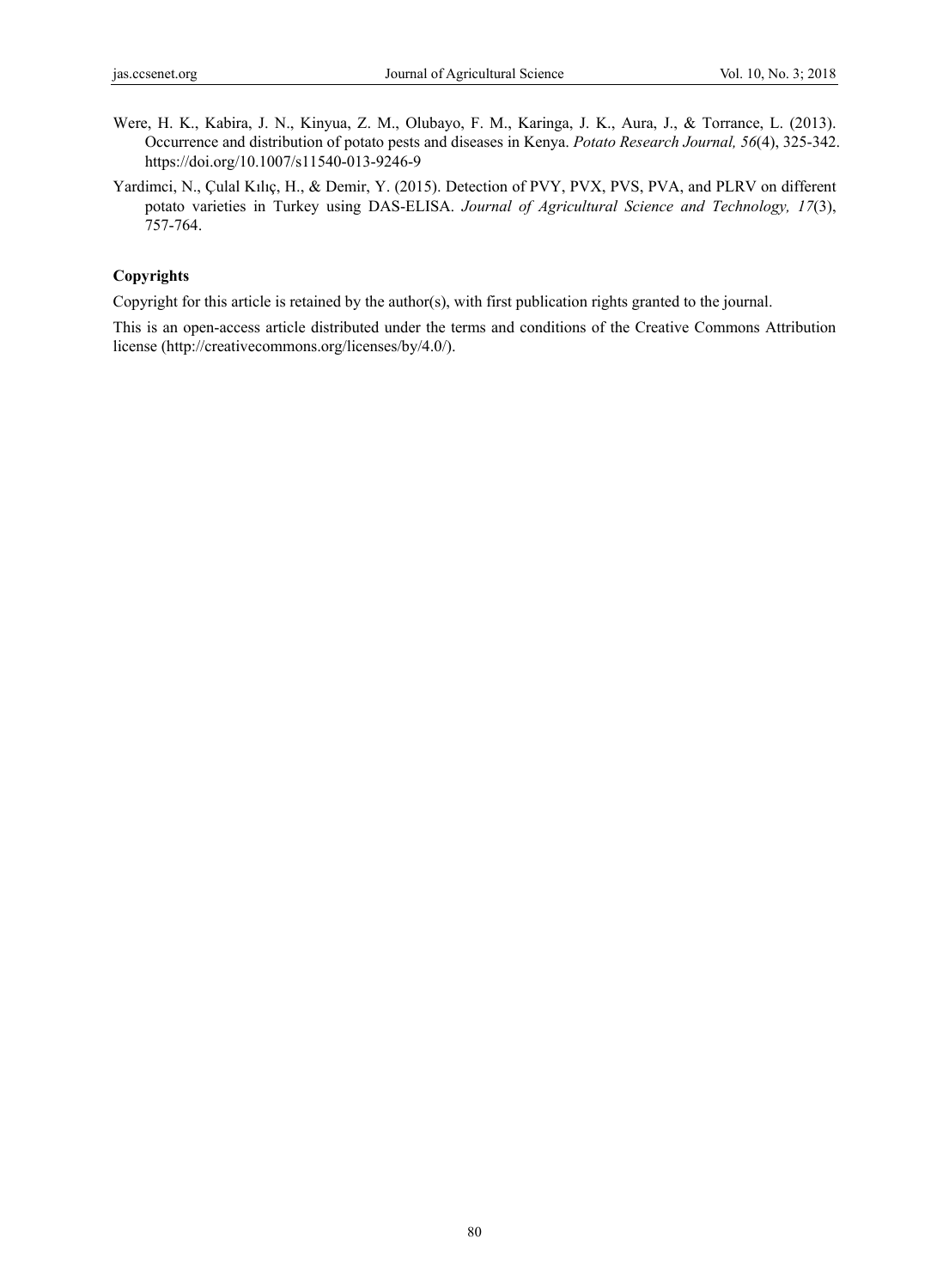Were, H. K., Kabira, J. N., Kinyua, Z. M., Olubayo, F. M., Karinga, J. K., Aura, J., & Torrance, L. (2013). Occurrence and distribution of potato pests and diseases in Kenya. *Potato Research Journal, 56*(4), 325-342. https://doi.org/10.1007/s11540-013-9246-9

Yardimci, N., Çulal Kılıç, H., & Demir, Y. (2015). Detection of PVY, PVX, PVS, PVA, and PLRV on different potato varieties in Turkey using DAS-ELISA. *Journal of Agricultural Science and Technology, 17*(3), 757-764.

**Copyrights**

Copyright for this article is retained by the author(s), with first publication rights granted to the journal.

This is an open-access article distributed under the terms and conditions of the Creative Commons Attribution license (http://creativecommons.org/licenses/by/4.0/).